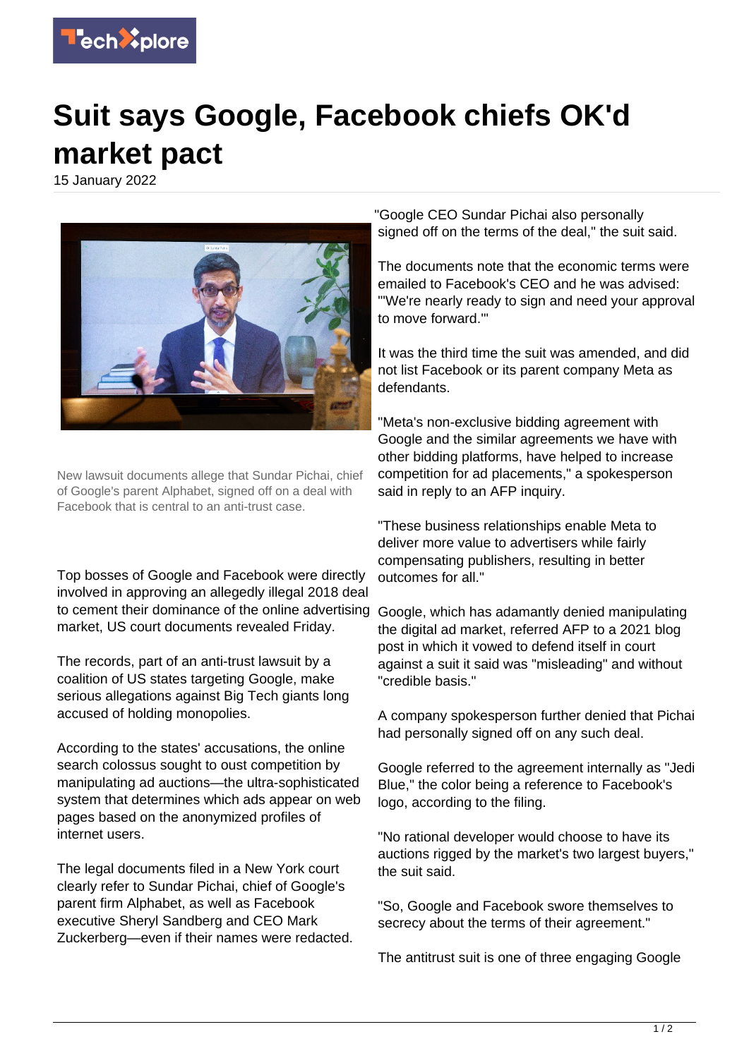# Suit says Google, Facebook chiefs OK'd market pact

15 January 2022

New lawsuit documents allege that Sundar Pichai, chief of Google's parent Alphabet, signed off on a deal with Facebook that is central to an anti-trust case.

Top bosses of Google and Facebook were directly involved in approving an allegedly illegal 2018 deal to cement their dominance of the online advertising market, US court documents revealed Friday.

The records, part of an anti-trust lawsuit by a coalition of US states targeting Google, make serious allegations against Big Tech giants long accused of holding monopolies.

According to the states' accusations, the online search colossus sought to oust competition by manipulating ad auctions—the ultra-sophisticated system that determines which ads appear on web pages based on the anonymized profiles of internet users.

The legal documents filed in a New York court clearly refer to Sundar Pichai, chief of Google's parent firm Alphabet, as well as Facebook executive Sheryl Sandberg and CEO Mark Zuckerberg—even if their names were redacted.

"Google CEO Sundar Pichai also personally signed off on the terms of the deal," the suit said.

The documents note that the economic terms were emailed to Facebook's CEO and he was advised: "'We're nearly ready to sign and need your approval to move forward.'"

It was the third time the suit was amended, and did not list Facebook or its parent company Meta as defendants.

"Meta's non-exclusive bidding agreement with Google and the similar agreements we have with other bidding platforms, have helped to increase competition for ad placements," a spokesperson said in reply to an AFP inquiry.

"These business relationships enable Meta to deliver more value to advertisers while fairly compensating publishers, resulting in better outcomes for all."

Google, which has adamantly denied manipulating the digital ad market, referred AFP to a 2021 blog post in which it vowed to defend itself in court against a suit it said was "misleading" and without "credible basis."

A company spokesperson further denied that Pichai had personally signed off on any such deal.

Google referred to the agreement internally as "Jedi Blue," the color being a reference to Facebook's logo, according to the filing.

"No rational developer would choose to have its auctions rigged by the market's two largest buyers," the suit said.

"So, Google and Facebook swore themselves to secrecy about the terms of their agreement."

The antitrust suit is one of three engaging Google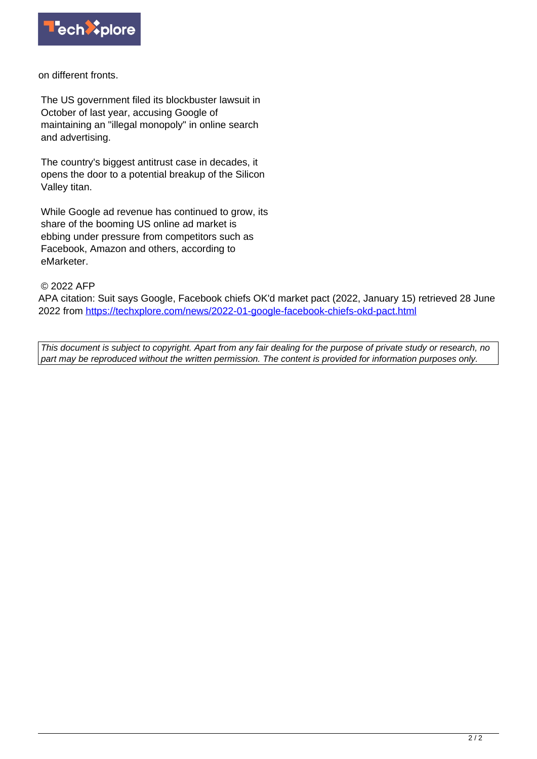on different fronts.

The US government filed its blockbuster lawsuit in October of last year, accusing Google of maintaining an "illegal monopoly" in online search and advertising.

The country's biggest antitrust case in decades, it opens the door to a potential breakup of the Silicon Valley titan.

While Google ad revenue has continued to grow, its share of the booming US online ad market is ebbing under pressure from competitors such as Facebook, Amazon and others, according to eMarketer.

© 2022 AFP

APA citation: Suit says Google, Facebook chiefs OK'd market pact (2022, January 15) retrieved 28 June 2022 from https://techxplore.com/news/2022-01-google-facebook-chiefs-okd-pact.html

*This document is subject to copyright. Apart from any fair dealing for the purpose of private study or research, no part may be reproduced without the written permission. The content is provided for information purposes only.*